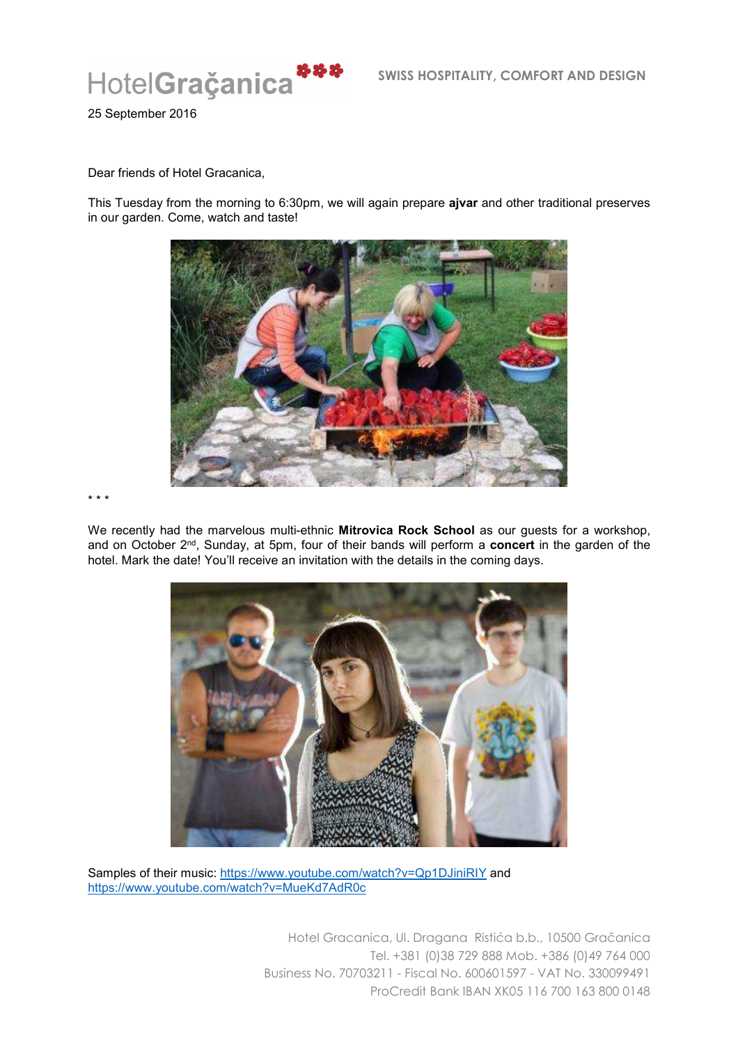HotelGraçanica

SWISS HOSPITALITY, COMFORT AND DESIGN

25 September 2016

Dear friends of Hotel Gracanica,

This Tuesday from the morning to 6:30pm, we will again prepare **ajvar** and other traditional preserves in our garden. Come, watch and taste!

* * *

We recently had the marvelous multi-ethnic **Mitrovica Rock School** as our guests for a workshop, and on October 2nd, Sunday, at 5pm, four of their bands will perform a **concert** in the garden of the hotel. Mark the date! You'll receive an invitation with the details in the coming days.

Samples of their music: https://www.youtube.com/watch?v=Qp1DJiniRIY and https://www.youtube.com/watch?v=MueKd7AdR0c

Hotel Gracanica, Ul. Dragana Ristića b.b., 10500 Gračanica
Tel. +381 (0)38 729 888 Mob. +386 (0)49 764 000
Business No. 70703211 - Fiscal No. 600601597 - VAT No. 330099491
ProCredit Bank IBAN XK05 116 700 163 800 0148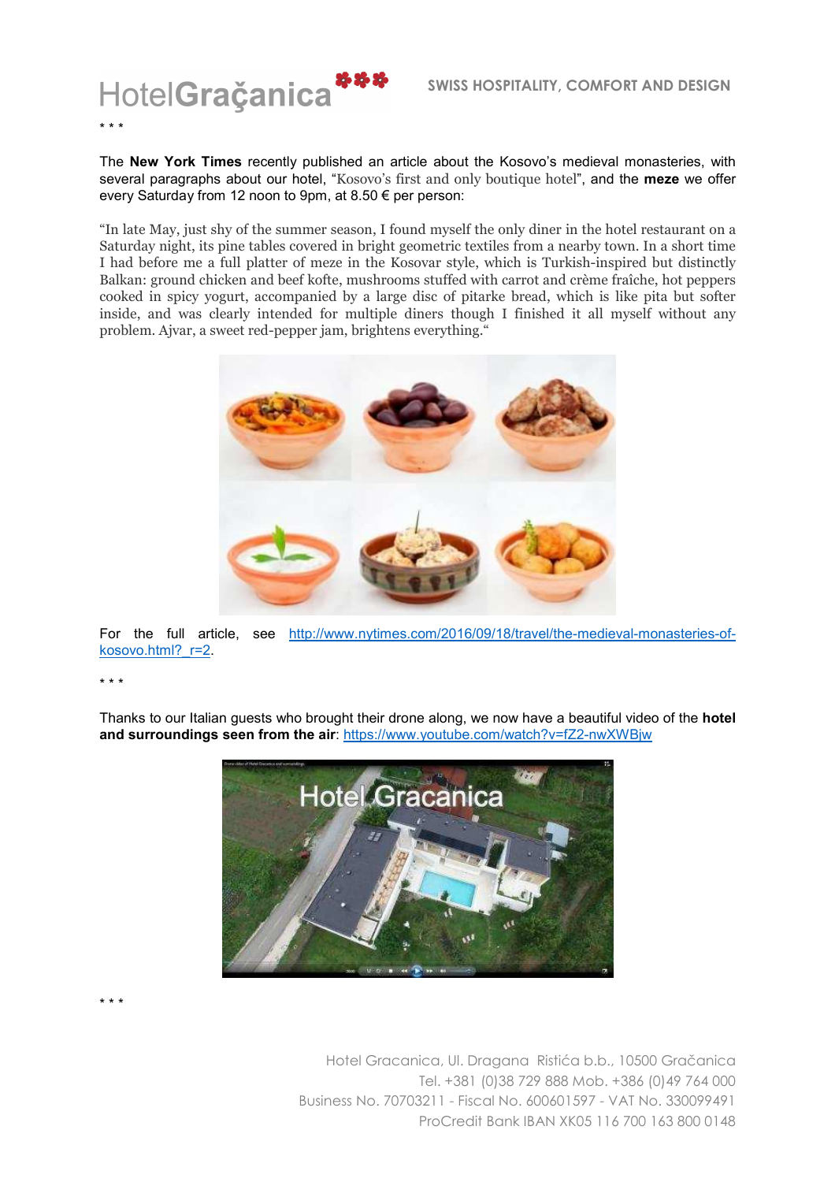* * *

The **New York Times** recently published an article about the Kosovo's medieval monasteries, with several paragraphs about our hotel, "Kosovo's first and only boutique hotel", and the **meze** we offer every Saturday from 12 noon to 9pm, at 8.50 € per person:

"In late May, just shy of the summer season, I found myself the only diner in the hotel restaurant on a Saturday night, its pine tables covered in bright geometric textiles from a nearby town. In a short time I had before me a full platter of meze in the Kosovar style, which is Turkish-inspired but distinctly Balkan: ground chicken and beef kofte, mushrooms stuffed with carrot and crème fraîche, hot peppers cooked in spicy yogurt, accompanied by a large disc of pitarke bread, which is like pita but softer inside, and was clearly intended for multiple diners though I finished it all myself without any problem. Ajvar, a sweet red-pepper jam, brightens everything."

For the full article, see http://www.nytimes.com/2016/09/18/travel/the-medieval-monasteries-of-kosovo.html?_r=2.

* * *

Thanks to our Italian guests who brought their drone along, we now have a beautiful video of the **hotel and surroundings seen from the air**: https://www.youtube.com/watch?v=fZ2-nwXWBjw

* * *

Hotel Gracanica, Ul. Dragana Ristića b.b., 10500 Gračanica
Tel. +381 (0)38 729 888 Mob. +386 (0)49 764 000
Business No. 70703211 - Fiscal No. 600601597 - VAT No. 330099491
ProCredit Bank IBAN XK05 116 700 163 800 0148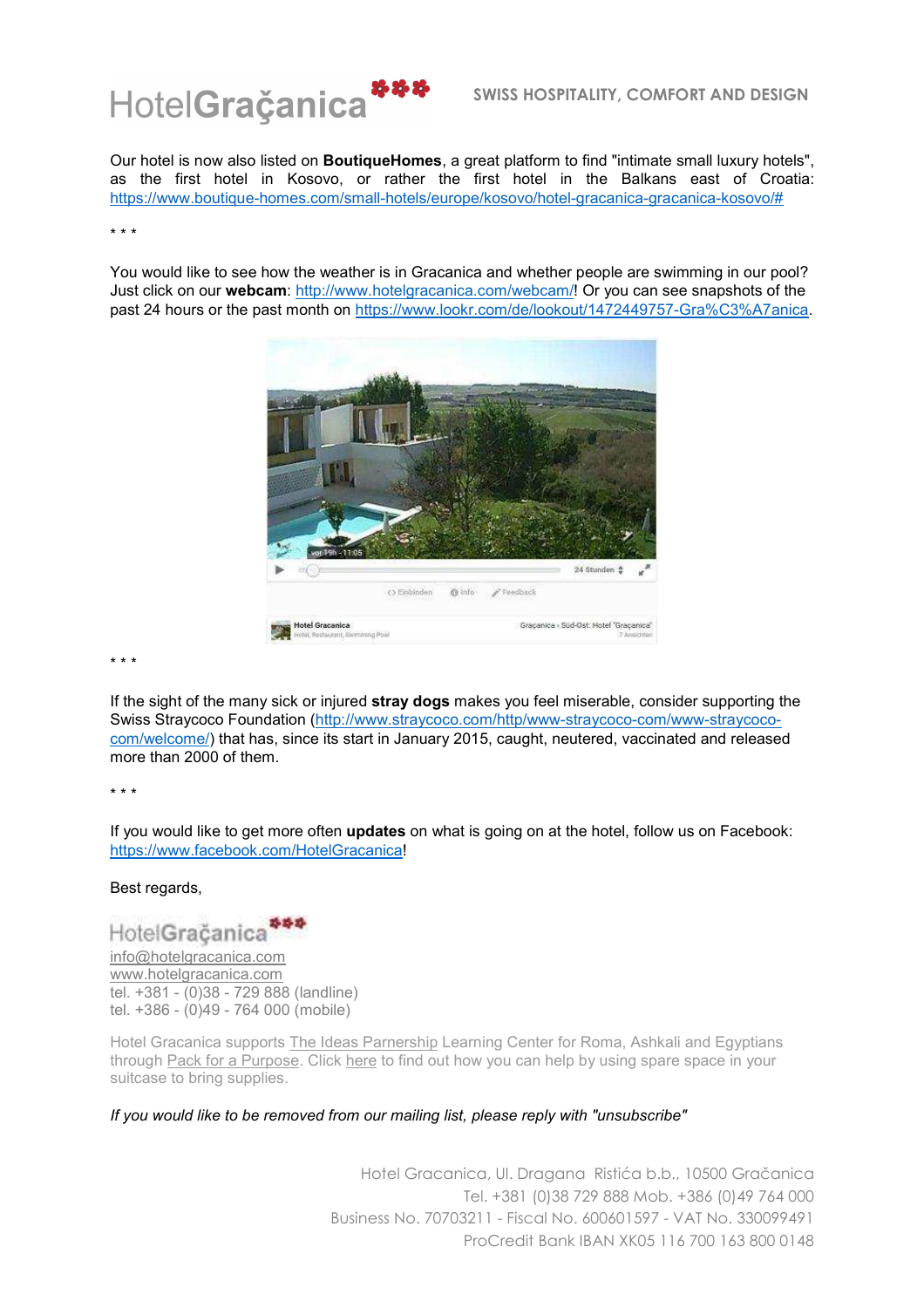HotelGraçanica

SWISS HOSPITALITY, COMFORT AND DESIGN

Our hotel is now also listed on **BoutiqueHomes**, a great platform to find "intimate small luxury hotels", as the first hotel in Kosovo, or rather the first hotel in the Balkans east of Croatia: https://www.boutique-homes.com/small-hotels/europe/kosovo/hotel-gracanica-gracanica-kosovo/#

* * *

You would like to see how the weather is in Gracanica and whether people are swimming in our pool? Just click on our **webcam**: http://www.hotelgracanica.com/webcam/! Or you can see snapshots of the past 24 hours or the past month on https://www.lookr.com/de/lookout/1472449757-Gra%C3%A7anica.

* * *

If the sight of the many sick or injured **stray dogs** makes you feel miserable, consider supporting the Swiss Straycoco Foundation (http://www.straycoco.com/http/www-straycoco-com/www-straycoco-com/welcome/) that has, since its start in January 2015, caught, neutered, vaccinated and released more than 2000 of them.

* * *

If you would like to get more often **updates** on what is going on at the hotel, follow us on Facebook: https://www.facebook.com/HotelGracanica!

Best regards,

HotelGraçanica
info@hotelgracanica.com
www.hotelgracanica.com
tel. +381 - (0)38 - 729 888 (landline)
tel. +386 - (0)49 - 764 000 (mobile)

Hotel Gracanica supports The Ideas Parnership Learning Center for Roma, Ashkali and Egyptians through Pack for a Purpose. Click here to find out how you can help by using spare space in your suitcase to bring supplies.

*If you would like to be removed from our mailing list, please reply with "unsubscribe"*

Hotel Gracanica, Ul. Dragana Ristića b.b., 10500 Gračanica
Tel. +381 (0)38 729 888 Mob. +386 (0)49 764 000
Business No. 70703211 - Fiscal No. 600601597 - VAT No. 330099491
ProCredit Bank IBAN XK05 116 700 163 800 0148